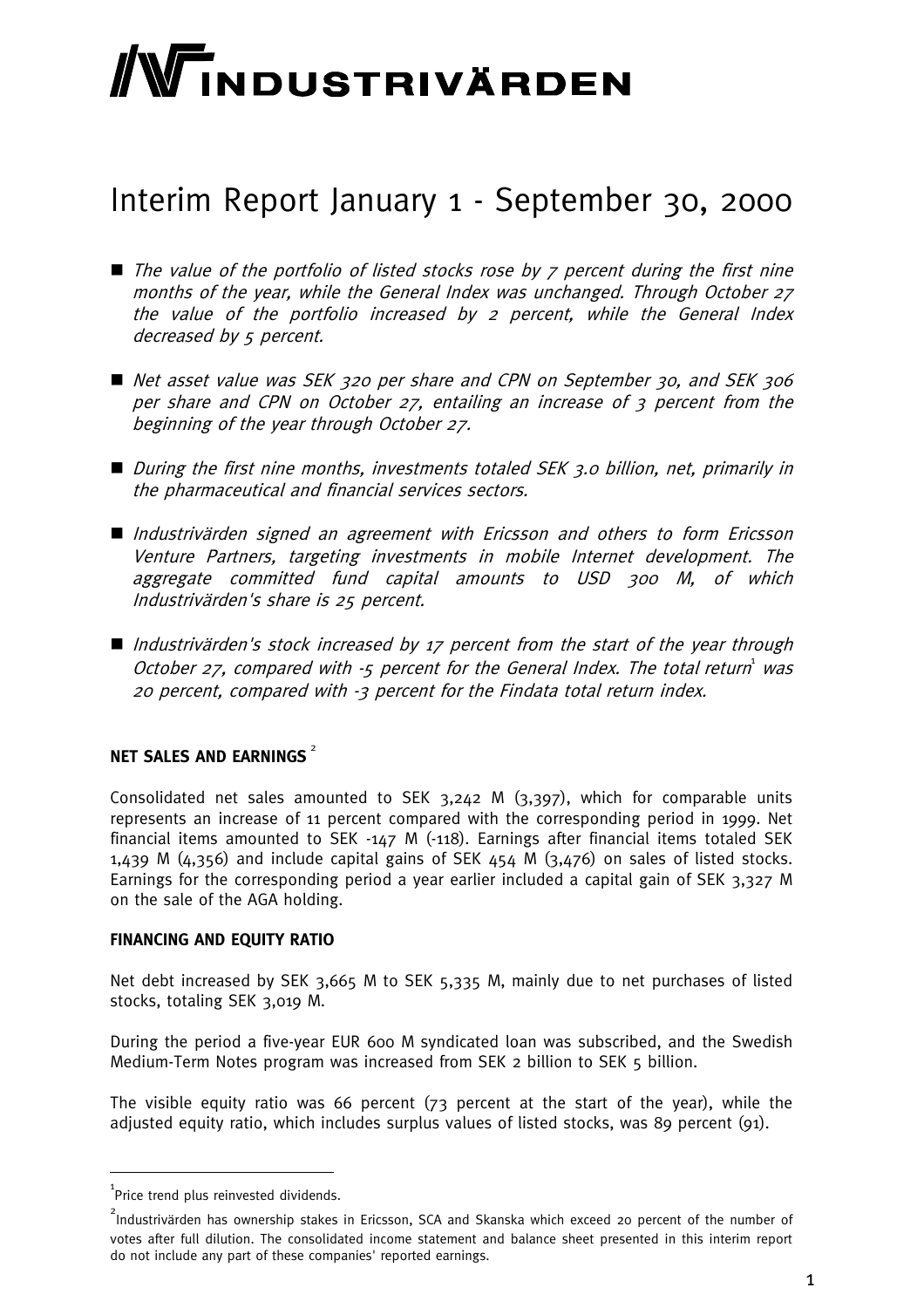# INDUSTRIVÄRDEN

# Interim Report January 1 - September 30, 2000

- *The value of the portfolio of listed stocks rose by 7 percent during the first nine months of the year, while the General Index was unchanged. Through October 27 the value of the portfolio increased by 2 percent, while the General Index decreased by 5 percent.*

- *Net asset value was SEK 320 per share and CPN on September 30, and SEK 306 per share and CPN on October 27, entailing an increase of 3 percent from the beginning of the year through October 27.*

- *During the first nine months, investments totaled SEK 3.0 billion, net, primarily in the pharmaceutical and financial services sectors.*

- *Industrivärden signed an agreement with Ericsson and others to form Ericsson Venture Partners, targeting investments in mobile Internet development. The aggregate committed fund capital amounts to USD 300 M, of which Industrivärden's share is 25 percent.*

- *Industrivärden's stock increased by 17 percent from the start of the year through October 27, compared with -5 percent for the General Index. The total return[1] was 20 percent, compared with -3 percent for the Findata total return index.*

**NET SALES AND EARNINGS** [2]

Consolidated net sales amounted to SEK 3,242 M (3,397), which for comparable units represents an increase of 11 percent compared with the corresponding period in 1999. Net financial items amounted to SEK -147 M (-118). Earnings after financial items totaled SEK 1,439 M (4,356) and include capital gains of SEK 454 M (3,476) on sales of listed stocks. Earnings for the corresponding period a year earlier included a capital gain of SEK 3,327 M on the sale of the AGA holding.

**FINANCING AND EQUITY RATIO**

Net debt increased by SEK 3,665 M to SEK 5,335 M, mainly due to net purchases of listed stocks, totaling SEK 3,019 M.

During the period a five-year EUR 600 M syndicated loan was subscribed, and the Swedish Medium-Term Notes program was increased from SEK 2 billion to SEK 5 billion.

The visible equity ratio was 66 percent (73 percent at the start of the year), while the adjusted equity ratio, which includes surplus values of listed stocks, was 89 percent (91).

---

[1] Price trend plus reinvested dividends.

[2] Industrivärden has ownership stakes in Ericsson, SCA and Skanska which exceed 20 percent of the number of votes after full dilution. The consolidated income statement and balance sheet presented in this interim report do not include any part of these companies' reported earnings.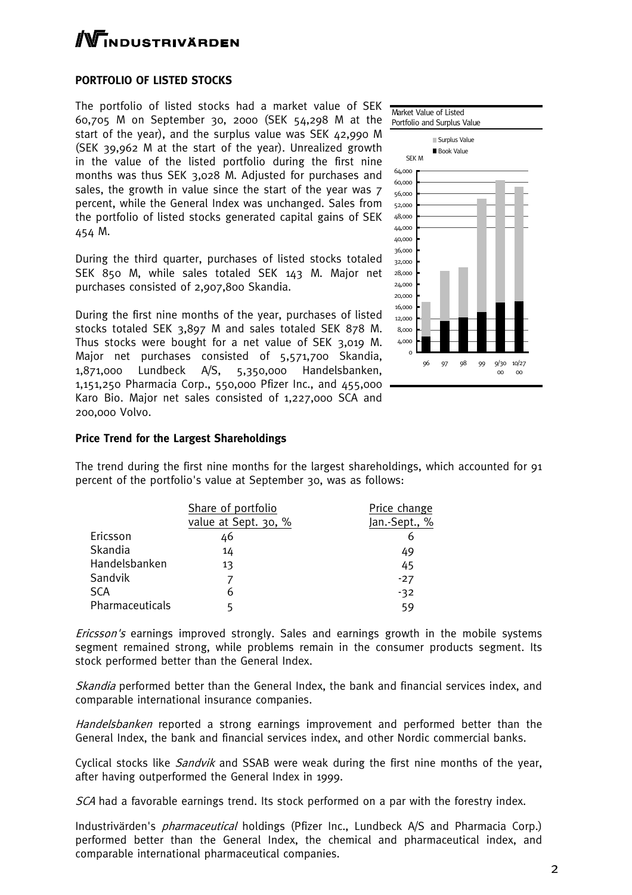## PORTFOLIO OF LISTED STOCKS

The portfolio of listed stocks had a market value of SEK 60,705 M on September 30, 2000 (SEK 54,298 M at the start of the year), and the surplus value was SEK 42,990 M (SEK 39,962 M at the start of the year). Unrealized growth in the value of the listed portfolio during the first nine months was thus SEK 3,028 M. Adjusted for purchases and sales, the growth in value since the start of the year was 7 percent, while the General Index was unchanged. Sales from the portfolio of listed stocks generated capital gains of SEK 454 M.

During the third quarter, purchases of listed stocks totaled SEK 850 M, while sales totaled SEK 143 M. Major net purchases consisted of 2,907,800 Skandia.

During the first nine months of the year, purchases of listed stocks totaled SEK 3,897 M and sales totaled SEK 878 M. Thus stocks were bought for a net value of SEK 3,019 M. Major net purchases consisted of 5,571,700 Skandia, 1,871,000 Lundbeck A/S, 5,350,000 Handelsbanken, 1,151,250 Pharmacia Corp., 550,000 Pfizer Inc., and 455,000 Karo Bio. Major net sales consisted of 1,227,000 SCA and 200,000 Volvo.

Market Value of Listed Portfolio and Surplus Value

### Price Trend for the Largest Shareholdings

The trend during the first nine months for the largest shareholdings, which accounted for 91 percent of the portfolio's value at September 30, was as follows:

| | Share of portfolio value at Sept. 30, % | Price change Jan.-Sept., % |
|---|---|---|
| Ericsson | 46 | 6 |
| Skandia | 14 | 49 |
| Handelsbanken | 13 | 45 |
| Sandvik | 7 | -27 |
| SCA | 6 | -32 |
| Pharmaceuticals | 5 | 59 |

*Ericsson's* earnings improved strongly. Sales and earnings growth in the mobile systems segment remained strong, while problems remain in the consumer products segment. Its stock performed better than the General Index.

*Skandia* performed better than the General Index, the bank and financial services index, and comparable international insurance companies.

*Handelsbanken* reported a strong earnings improvement and performed better than the General Index, the bank and financial services index, and other Nordic commercial banks.

Cyclical stocks like *Sandvik* and SSAB were weak during the first nine months of the year, after having outperformed the General Index in 1999.

*SCA* had a favorable earnings trend. Its stock performed on a par with the forestry index.

Industrivärden's *pharmaceutical* holdings (Pfizer Inc., Lundbeck A/S and Pharmacia Corp.) performed better than the General Index, the chemical and pharmaceutical index, and comparable international pharmaceutical companies.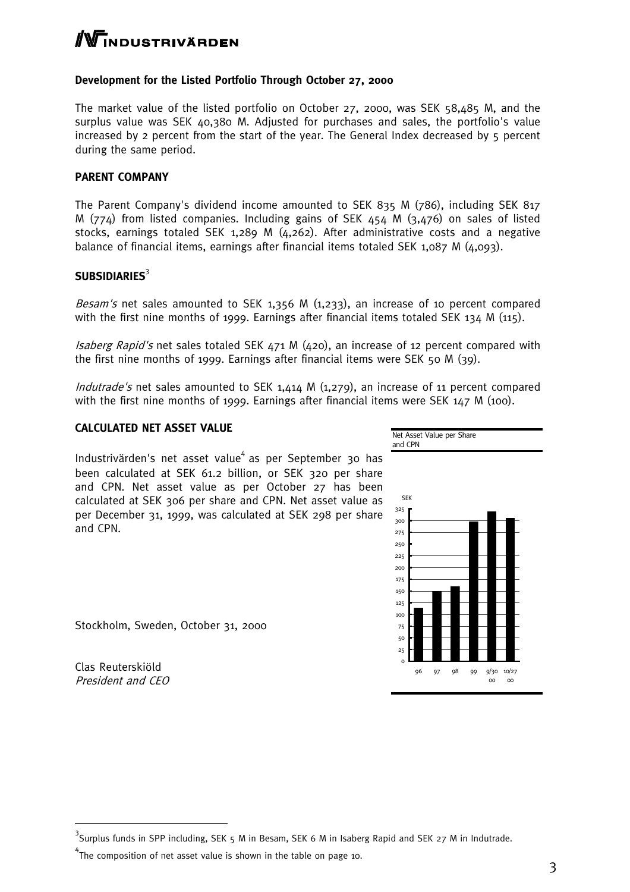## Development for the Listed Portfolio Through October 27, 2000

The market value of the listed portfolio on October 27, 2000, was SEK 58,485 M, and the surplus value was SEK 40,380 M. Adjusted for purchases and sales, the portfolio's value increased by 2 percent from the start of the year. The General Index decreased by 5 percent during the same period.

## PARENT COMPANY

The Parent Company's dividend income amounted to SEK 835 M (786), including SEK 817 M (774) from listed companies. Including gains of SEK 454 M (3,476) on sales of listed stocks, earnings totaled SEK 1,289 M (4,262). After administrative costs and a negative balance of financial items, earnings after financial items totaled SEK 1,087 M (4,093).

## SUBSIDIARIES[3]

*Besam's* net sales amounted to SEK 1,356 M (1,233), an increase of 10 percent compared with the first nine months of 1999. Earnings after financial items totaled SEK 134 M (115).

*Isaberg Rapid's* net sales totaled SEK 471 M (420), an increase of 12 percent compared with the first nine months of 1999. Earnings after financial items were SEK 50 M (39).

*Indutrade's* net sales amounted to SEK 1,414 M (1,279), an increase of 11 percent compared with the first nine months of 1999. Earnings after financial items were SEK 147 M (100).

## CALCULATED NET ASSET VALUE

Industrivärden's net asset value[4] as per September 30 has been calculated at SEK 61.2 billion, or SEK 320 per share and CPN. Net asset value as per October 27 has been calculated at SEK 306 per share and CPN. Net asset value as per December 31, 1999, was calculated at SEK 298 per share and CPN.

Net Asset Value per Share and CPN

SEK

96 97 98 99 9/30 00 10/27 00

Stockholm, Sweden, October 31, 2000

Clas Reuterskiöld
*President and CEO*

---

[3] Surplus funds in SPP including, SEK 5 M in Besam, SEK 6 M in Isaberg Rapid and SEK 27 M in Indutrade.

[4] The composition of net asset value is shown in the table on page 10.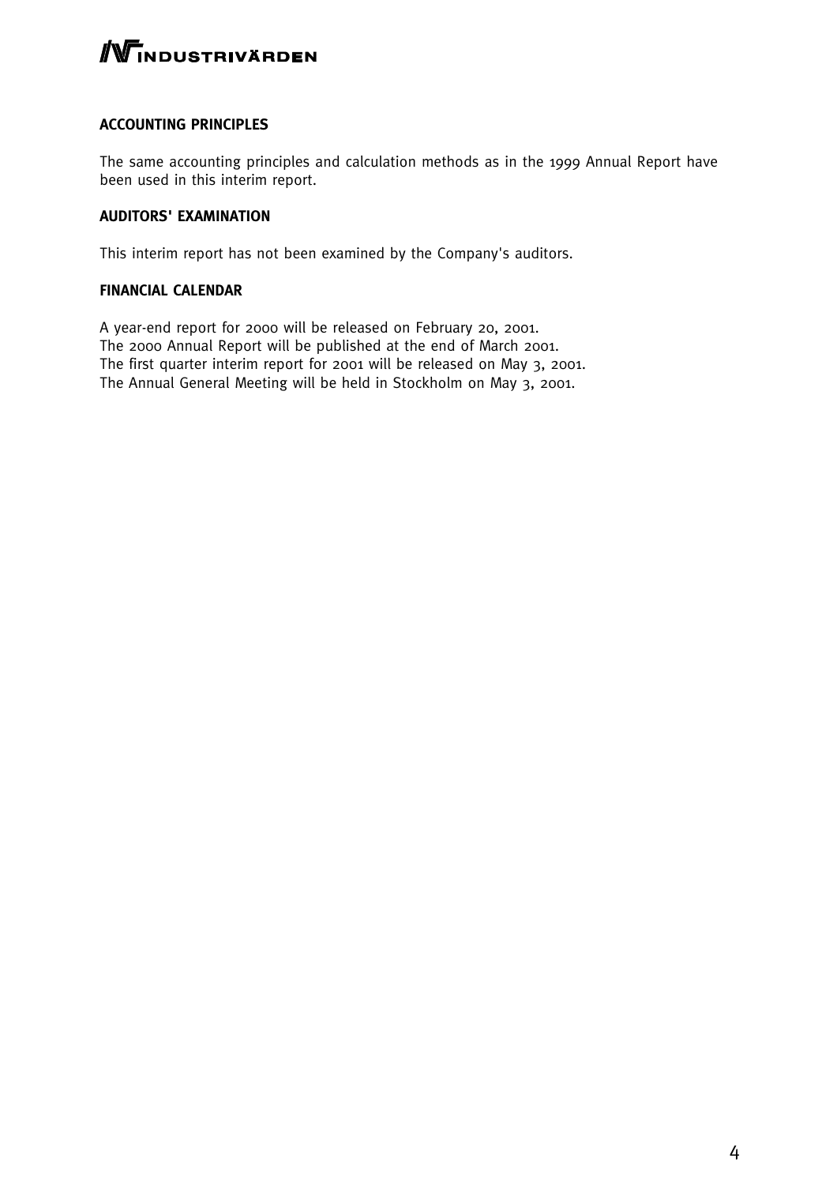## ACCOUNTING PRINCIPLES

The same accounting principles and calculation methods as in the 1999 Annual Report have been used in this interim report.

## AUDITORS' EXAMINATION

This interim report has not been examined by the Company's auditors.

## FINANCIAL CALENDAR

A year-end report for 2000 will be released on February 20, 2001.
The 2000 Annual Report will be published at the end of March 2001.
The first quarter interim report for 2001 will be released on May 3, 2001.
The Annual General Meeting will be held in Stockholm on May 3, 2001.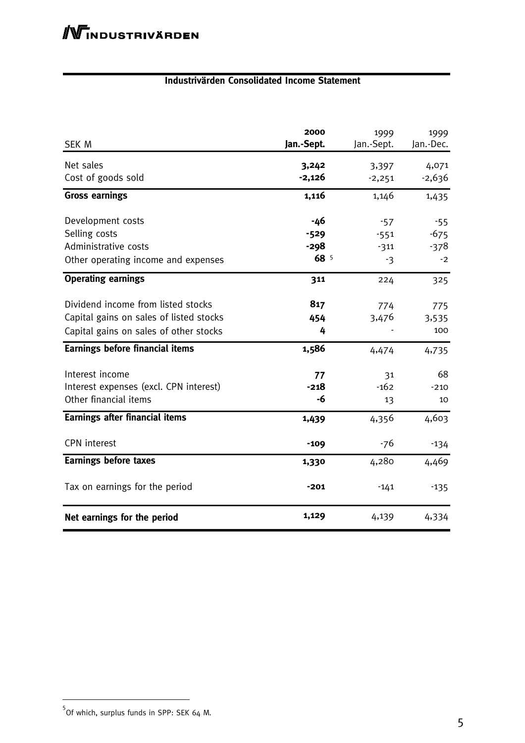## Industrivärden Consolidated Income Statement

| SEK M | 2000 Jan.-Sept. | 1999 Jan.-Sept. | 1999 Jan.-Dec. |
|---|---|---|---|
| Net sales | **3,242** | 3,397 | 4,071 |
| Cost of goods sold | **-2,126** | -2,251 | -2,636 |
| **Gross earnings** | **1,116** | 1,146 | 1,435 |
| Development costs | **-46** | -57 | -55 |
| Selling costs | **-529** | -551 | -675 |
| Administrative costs | **-298** | -311 | -378 |
| Other operating income and expenses | **68** [5] | -3 | -2 |
| **Operating earnings** | **311** | 224 | 325 |
| Dividend income from listed stocks | **817** | 774 | 775 |
| Capital gains on sales of listed stocks | **454** | 3,476 | 3,535 |
| Capital gains on sales of other stocks | **4** | - | 100 |
| **Earnings before financial items** | **1,586** | 4,474 | 4,735 |
| Interest income | **77** | 31 | 68 |
| Interest expenses (excl. CPN interest) | **-218** | -162 | -210 |
| Other financial items | **-6** | 13 | 10 |
| **Earnings after financial items** | **1,439** | 4,356 | 4,603 |
| CPN interest | **-109** | -76 | -134 |
| **Earnings before taxes** | **1,330** | 4,280 | 4,469 |
| Tax on earnings for the period | **-201** | -141 | -135 |
| **Net earnings for the period** | **1,129** | 4,139 | 4,334 |

[5] Of which, surplus funds in SPP: SEK 64 M.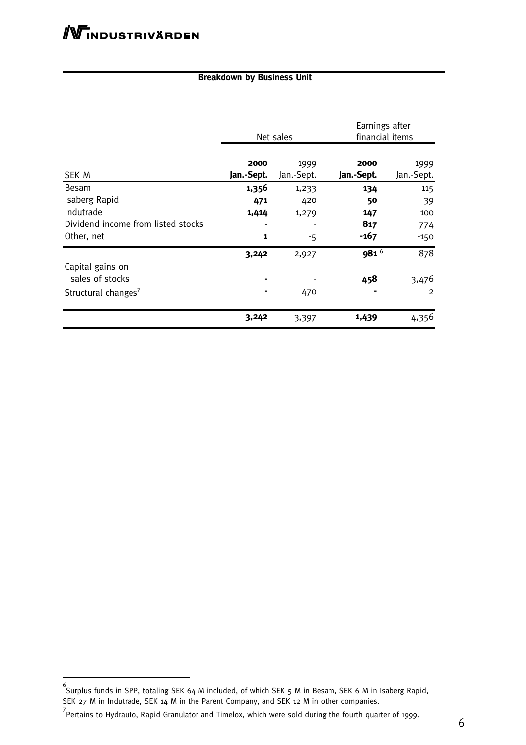## Breakdown by Business Unit

| SEK M | Net sales | | Earnings after financial items | |
|---|---|---|---|---|
| | **2000 Jan.-Sept.** | 1999 Jan.-Sept. | **2000 Jan.-Sept.** | 1999 Jan.-Sept. |
| Besam | **1,356** | 1,233 | **134** | 115 |
| Isaberg Rapid | **471** | 420 | **50** | 39 |
| Indutrade | **1,414** | 1,279 | **147** | 100 |
| Dividend income from listed stocks | **-** | - | **817** | 774 |
| Other, net | **1** | -5 | **-167** | -150 |
| | **3,242** | 2,927 | **981** [6] | 878 |
| Capital gains on sales of stocks | **-** | - | **458** | 3,476 |
| Structural changes[7] | **-** | 470 | **-** | 2 |
| | **3,242** | 3,397 | **1,439** | 4,356 |

[6] Surplus funds in SPP, totaling SEK 64 M included, of which SEK 5 M in Besam, SEK 6 M in Isaberg Rapid, SEK 27 M in Indutrade, SEK 14 M in the Parent Company, and SEK 12 M in other companies.

[7] Pertains to Hydrauto, Rapid Granulator and Timelox, which were sold during the fourth quarter of 1999.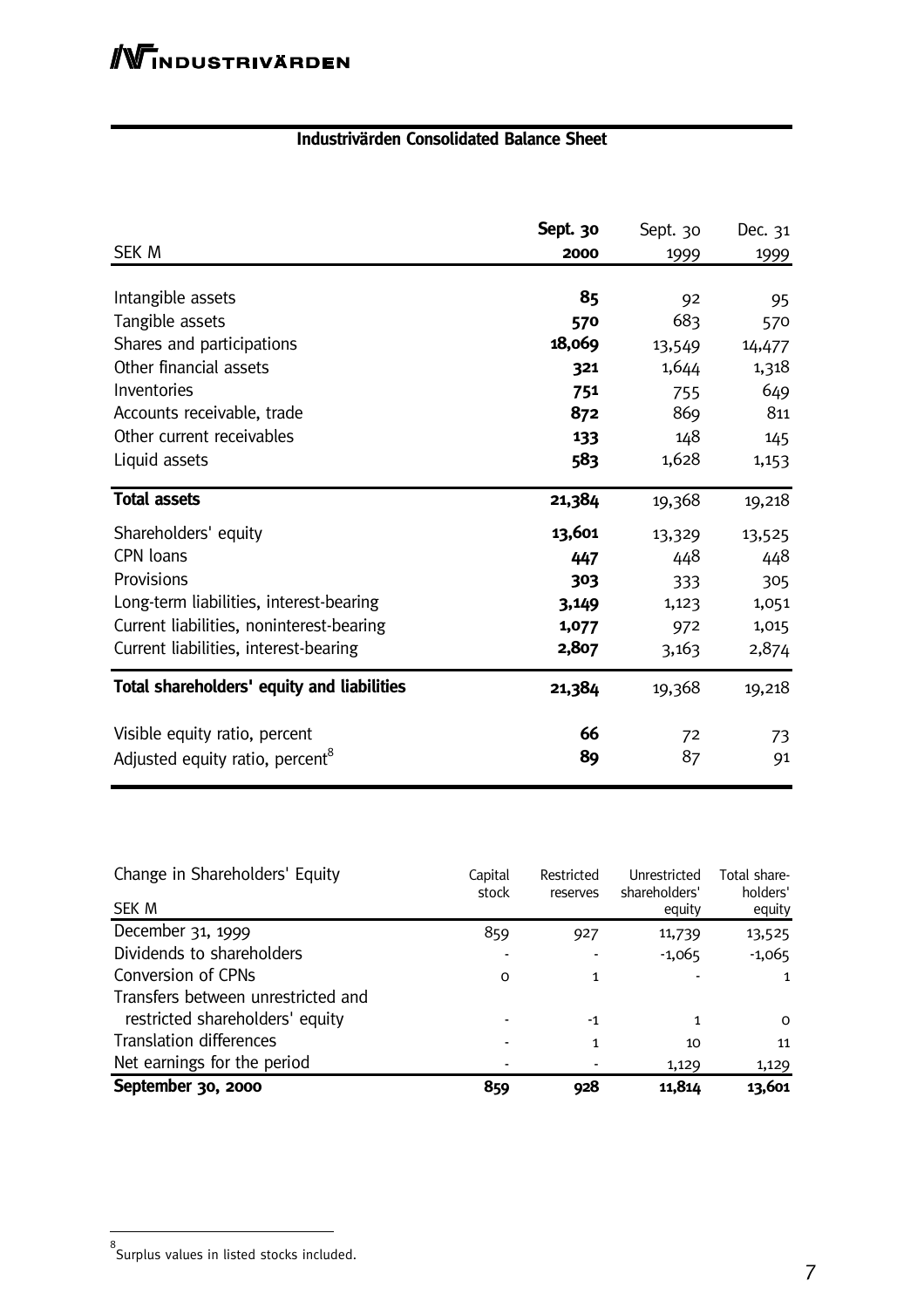## Industrivärden Consolidated Balance Sheet

| SEK M | **Sept. 30 2000** | Sept. 30 1999 | Dec. 31 1999 |
|---|---|---|---|
| Intangible assets | **85** | 92 | 95 |
| Tangible assets | **570** | 683 | 570 |
| Shares and participations | **18,069** | 13,549 | 14,477 |
| Other financial assets | **321** | 1,644 | 1,318 |
| Inventories | **751** | 755 | 649 |
| Accounts receivable, trade | **872** | 869 | 811 |
| Other current receivables | **133** | 148 | 145 |
| Liquid assets | **583** | 1,628 | 1,153 |
| **Total assets** | **21,384** | 19,368 | 19,218 |
| Shareholders' equity | **13,601** | 13,329 | 13,525 |
| CPN loans | **447** | 448 | 448 |
| Provisions | **303** | 333 | 305 |
| Long-term liabilities, interest-bearing | **3,149** | 1,123 | 1,051 |
| Current liabilities, noninterest-bearing | **1,077** | 972 | 1,015 |
| Current liabilities, interest-bearing | **2,807** | 3,163 | 2,874 |
| **Total shareholders' equity and liabilities** | **21,384** | 19,368 | 19,218 |
| Visible equity ratio, percent | **66** | 72 | 73 |
| Adjusted equity ratio, percent[8] | **89** | 87 | 91 |

| Change in Shareholders' Equity SEK M | Capital stock | Restricted reserves | Unrestricted shareholders' equity | Total shareholders' equity |
|---|---|---|---|---|
| December 31, 1999 | 859 | 927 | 11,739 | 13,525 |
| Dividends to shareholders | - | - | -1,065 | -1,065 |
| Conversion of CPNs | 0 | 1 | - | 1 |
| Transfers between unrestricted and restricted shareholders' equity | - | -1 | 1 | 0 |
| Translation differences | - | 1 | 10 | 11 |
| Net earnings for the period | - | - | 1,129 | 1,129 |
| **September 30, 2000** | **859** | **928** | **11,814** | **13,601** |

[8] Surplus values in listed stocks included.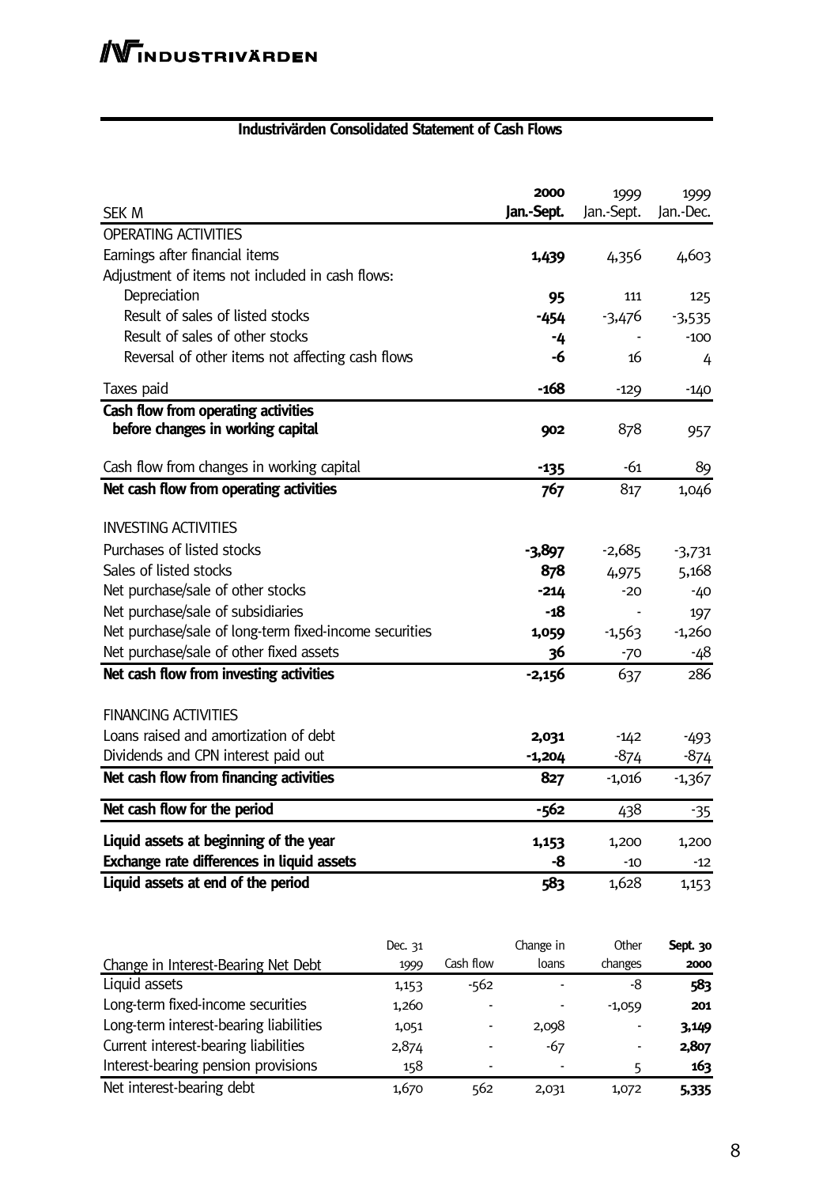## Industrivärden Consolidated Statement of Cash Flows

| SEK M | **2000 Jan.-Sept.** | 1999 Jan.-Sept. | 1999 Jan.-Dec. |
|---|---|---|---|
| OPERATING ACTIVITIES | | | |
| Earnings after financial items | **1,439** | 4,356 | 4,603 |
| Adjustment of items not included in cash flows: | | | |
| Depreciation | **95** | 111 | 125 |
| Result of sales of listed stocks | **-454** | -3,476 | -3,535 |
| Result of sales of other stocks | **-4** | - | -100 |
| Reversal of other items not affecting cash flows | **-6** | 16 | 4 |
| Taxes paid | **-168** | -129 | -140 |
| **Cash flow from operating activities before changes in working capital** | **902** | 878 | 957 |
| Cash flow from changes in working capital | **-135** | -61 | 89 |
| **Net cash flow from operating activities** | **767** | 817 | 1,046 |
| INVESTING ACTIVITIES | | | |
| Purchases of listed stocks | **-3,897** | -2,685 | -3,731 |
| Sales of listed stocks | **878** | 4,975 | 5,168 |
| Net purchase/sale of other stocks | **-214** | -20 | -40 |
| Net purchase/sale of subsidiaries | **-18** | - | 197 |
| Net purchase/sale of long-term fixed-income securities | **1,059** | -1,563 | -1,260 |
| Net purchase/sale of other fixed assets | **36** | -70 | -48 |
| **Net cash flow from investing activities** | **-2,156** | 637 | 286 |
| FINANCING ACTIVITIES | | | |
| Loans raised and amortization of debt | **2,031** | -142 | -493 |
| Dividends and CPN interest paid out | **-1,204** | -874 | -874 |
| **Net cash flow from financing activities** | **827** | -1,016 | -1,367 |
| **Net cash flow for the period** | **-562** | 438 | -35 |
| **Liquid assets at beginning of the year** | **1,153** | 1,200 | 1,200 |
| **Exchange rate differences in liquid assets** | **-8** | -10 | -12 |
| **Liquid assets at end of the period** | **583** | 1,628 | 1,153 |

| Change in Interest-Bearing Net Debt | Dec. 31 1999 | Cash flow | Change in loans | Other changes | **Sept. 30 2000** |
|---|---|---|---|---|---|
| Liquid assets | 1,153 | -562 | - | -8 | **583** |
| Long-term fixed-income securities | 1,260 | - | - | -1,059 | **201** |
| Long-term interest-bearing liabilities | 1,051 | - | 2,098 | - | **3,149** |
| Current interest-bearing liabilities | 2,874 | - | -67 | - | **2,807** |
| Interest-bearing pension provisions | 158 | - | - | 5 | **163** |
| Net interest-bearing debt | 1,670 | 562 | 2,031 | 1,072 | **5,335** |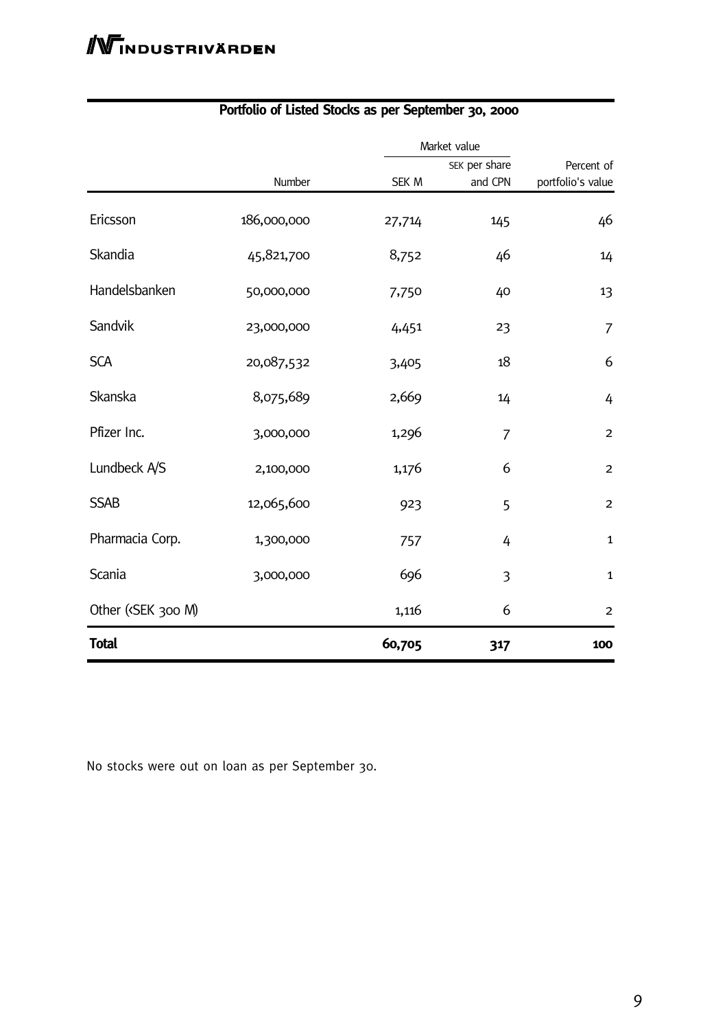## Portfolio of Listed Stocks as per September 30, 2000

| | | Market value | | |
|---|---|---|---|---|
| | Number | SEK M | SEK per share and CPN | Percent of portfolio's value |
| Ericsson | 186,000,000 | 27,714 | 145 | 46 |
| Skandia | 45,821,700 | 8,752 | 46 | 14 |
| Handelsbanken | 50,000,000 | 7,750 | 40 | 13 |
| Sandvik | 23,000,000 | 4,451 | 23 | 7 |
| SCA | 20,087,532 | 3,405 | 18 | 6 |
| Skanska | 8,075,689 | 2,669 | 14 | 4 |
| Pfizer Inc. | 3,000,000 | 1,296 | 7 | 2 |
| Lundbeck A/S | 2,100,000 | 1,176 | 6 | 2 |
| SSAB | 12,065,600 | 923 | 5 | 2 |
| Pharmacia Corp. | 1,300,000 | 757 | 4 | 1 |
| Scania | 3,000,000 | 696 | 3 | 1 |
| Other (<SEK 300 M) | | 1,116 | 6 | 2 |
| **Total** | | **60,705** | **317** | **100** |

No stocks were out on loan as per September 30.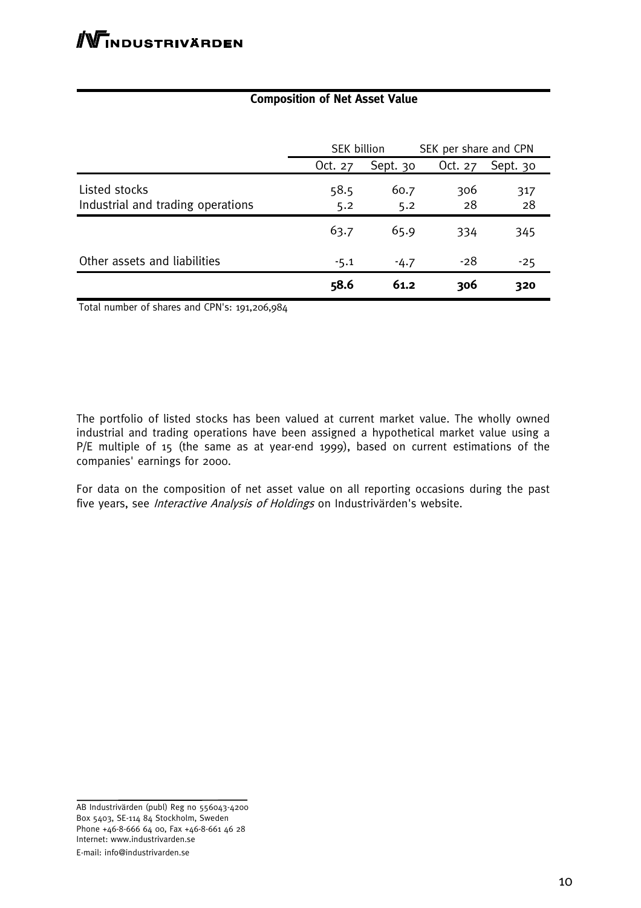## Composition of Net Asset Value

| | SEK billion | | SEK per share and CPN | |
|---|---|---|---|---|
| | Oct. 27 | Sept. 30 | Oct. 27 | Sept. 30 |
| Listed stocks | 58.5 | 60.7 | 306 | 317 |
| Industrial and trading operations | 5.2 | 5.2 | 28 | 28 |
| | 63.7 | 65.9 | 334 | 345 |
| Other assets and liabilities | -5.1 | -4.7 | -28 | -25 |
| | **58.6** | **61.2** | **306** | **320** |

Total number of shares and CPN's: 191,206,984

The portfolio of listed stocks has been valued at current market value. The wholly owned industrial and trading operations have been assigned a hypothetical market value using a P/E multiple of 15 (the same as at year-end 1999), based on current estimations of the companies' earnings for 2000.

For data on the composition of net asset value on all reporting occasions during the past five years, see *Interactive Analysis of Holdings* on Industrivärden's website.

AB Industrivärden (publ) Reg no 556043-4200
Box 5403, SE-114 84 Stockholm, Sweden
Phone +46-8-666 64 00, Fax +46-8-661 46 28
Internet: www.industrivarden.se
E-mail: info@industrivarden.se